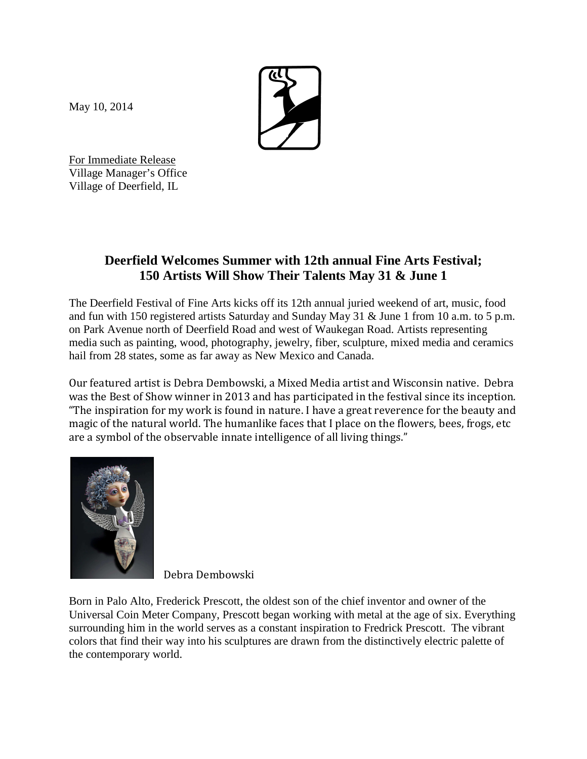May 10, 2014

For Immediate Release
Village Manager's Office
Village of Deerfield, IL

## Deerfield Welcomes Summer with 12th annual Fine Arts Festival; 150 Artists Will Show Their Talents May 31 & June 1

The Deerfield Festival of Fine Arts kicks off its 12th annual juried weekend of art, music, food and fun with 150 registered artists Saturday and Sunday May 31 & June 1 from 10 a.m. to 5 p.m. on Park Avenue north of Deerfield Road and west of Waukegan Road. Artists representing media such as painting, wood, photography, jewelry, fiber, sculpture, mixed media and ceramics hail from 28 states, some as far away as New Mexico and Canada.

Our featured artist is Debra Dembowski, a Mixed Media artist and Wisconsin native. Debra was the Best of Show winner in 2013 and has participated in the festival since its inception. "The inspiration for my work is found in nature. I have a great reverence for the beauty and magic of the natural world. The humanlike faces that I place on the flowers, bees, frogs, etc are a symbol of the observable innate intelligence of all living things."

Debra Dembowski

Born in Palo Alto, Frederick Prescott, the oldest son of the chief inventor and owner of the Universal Coin Meter Company, Prescott began working with metal at the age of six. Everything surrounding him in the world serves as a constant inspiration to Fredrick Prescott. The vibrant colors that find their way into his sculptures are drawn from the distinctively electric palette of the contemporary world.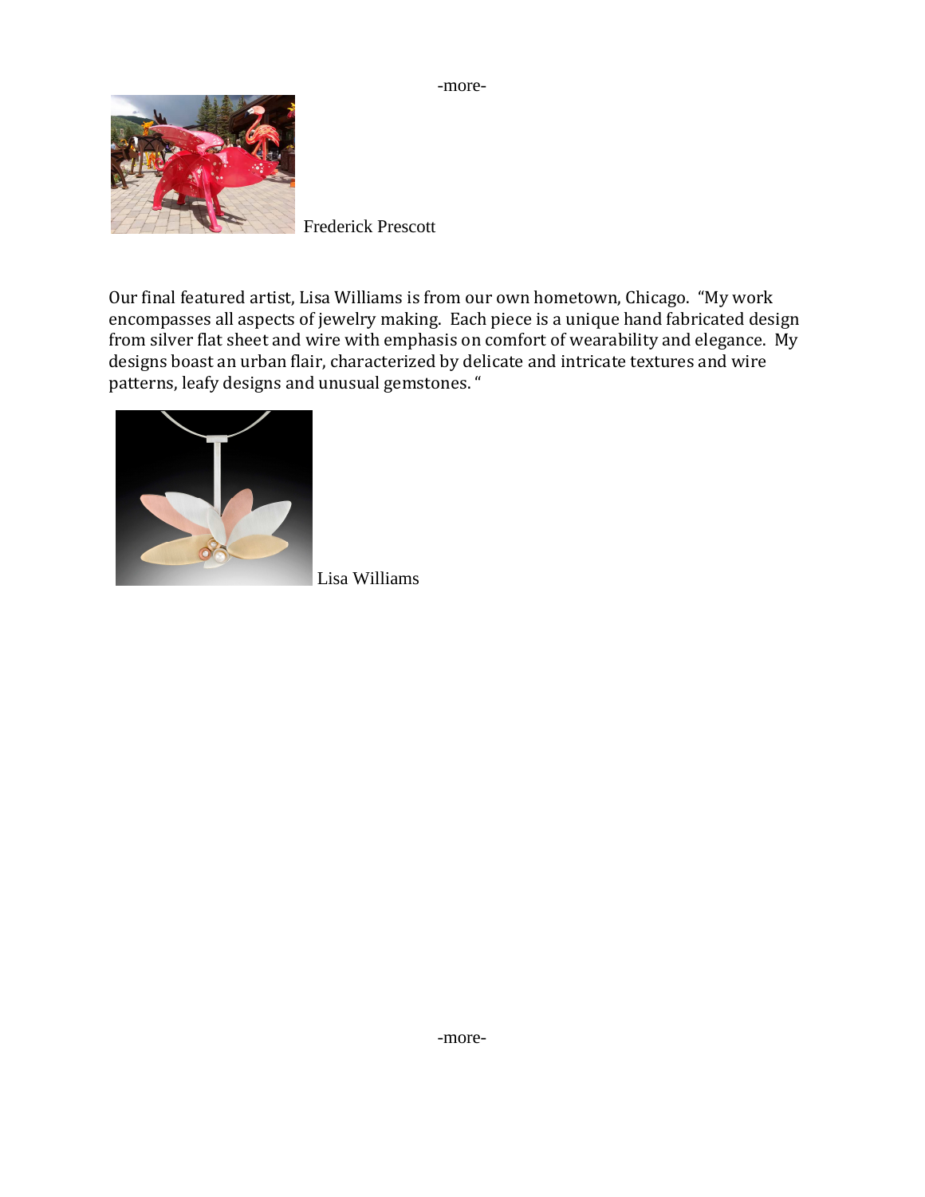-more-

Frederick Prescott

Our final featured artist, Lisa Williams is from our own hometown, Chicago. "My work encompasses all aspects of jewelry making. Each piece is a unique hand fabricated design from silver flat sheet and wire with emphasis on comfort of wearability and elegance. My designs boast an urban flair, characterized by delicate and intricate textures and wire patterns, leafy designs and unusual gemstones. "

Lisa Williams

-more-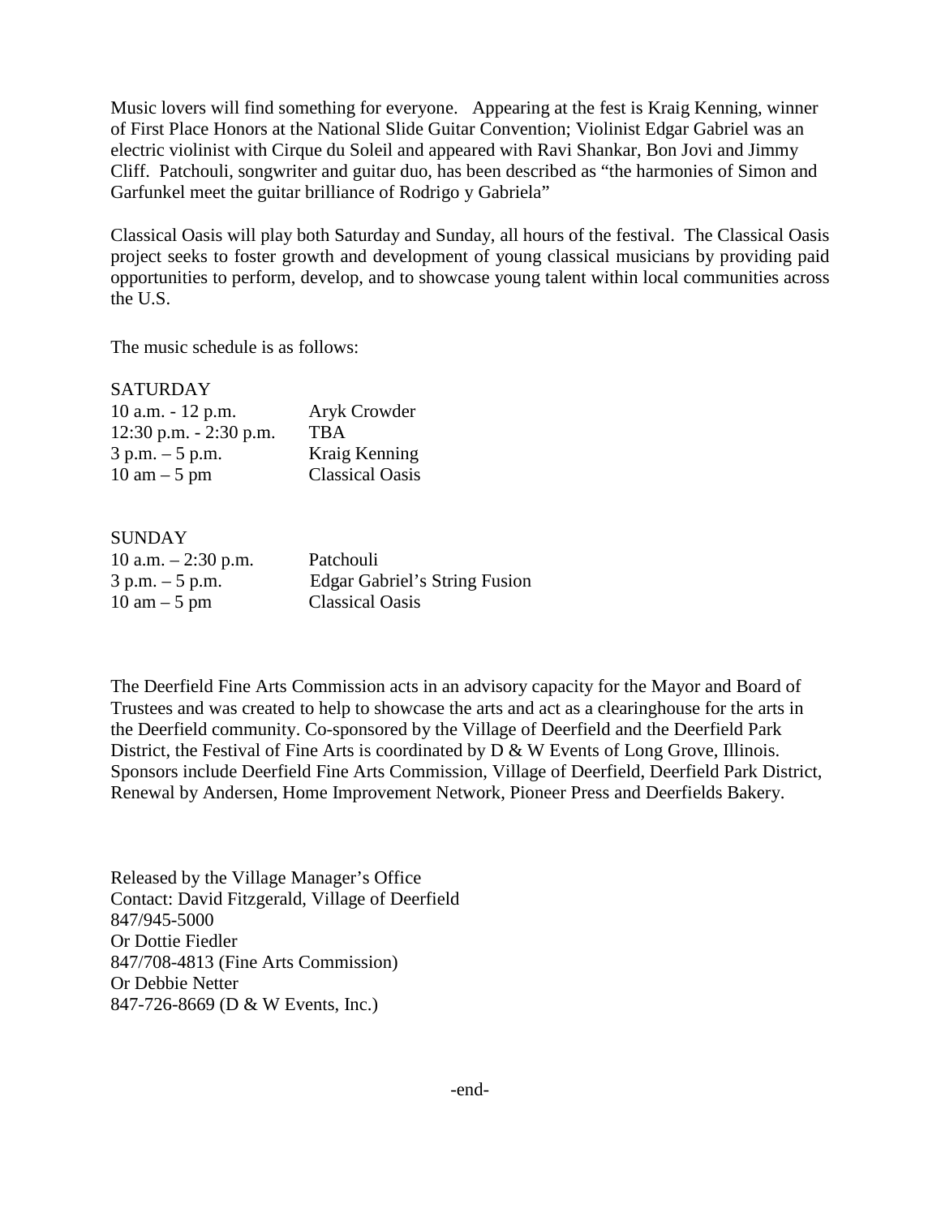Music lovers will find something for everyone. Appearing at the fest is Kraig Kenning, winner of First Place Honors at the National Slide Guitar Convention; Violinist Edgar Gabriel was an electric violinist with Cirque du Soleil and appeared with Ravi Shankar, Bon Jovi and Jimmy Cliff. Patchouli, songwriter and guitar duo, has been described as "the harmonies of Simon and Garfunkel meet the guitar brilliance of Rodrigo y Gabriela"

Classical Oasis will play both Saturday and Sunday, all hours of the festival. The Classical Oasis project seeks to foster growth and development of young classical musicians by providing paid opportunities to perform, develop, and to showcase young talent within local communities across the U.S.

The music schedule is as follows:

SATURDAY

| | |
|---|---|
| 10 a.m. - 12 p.m. | Aryk Crowder |
| 12:30 p.m. - 2:30 p.m. | TBA |
| 3 p.m. – 5 p.m. | Kraig Kenning |
| 10 am – 5 pm | Classical Oasis |

SUNDAY

| | |
|---|---|
| 10 a.m. – 2:30 p.m. | Patchouli |
| 3 p.m. – 5 p.m. | Edgar Gabriel's String Fusion |
| 10 am – 5 pm | Classical Oasis |

The Deerfield Fine Arts Commission acts in an advisory capacity for the Mayor and Board of Trustees and was created to help to showcase the arts and act as a clearinghouse for the arts in the Deerfield community. Co-sponsored by the Village of Deerfield and the Deerfield Park District, the Festival of Fine Arts is coordinated by D & W Events of Long Grove, Illinois. Sponsors include Deerfield Fine Arts Commission, Village of Deerfield, Deerfield Park District, Renewal by Andersen, Home Improvement Network, Pioneer Press and Deerfields Bakery.

Released by the Village Manager's Office
Contact: David Fitzgerald, Village of Deerfield
847/945-5000
Or Dottie Fiedler
847/708-4813 (Fine Arts Commission)
Or Debbie Netter
847-726-8669 (D & W Events, Inc.)

-end-